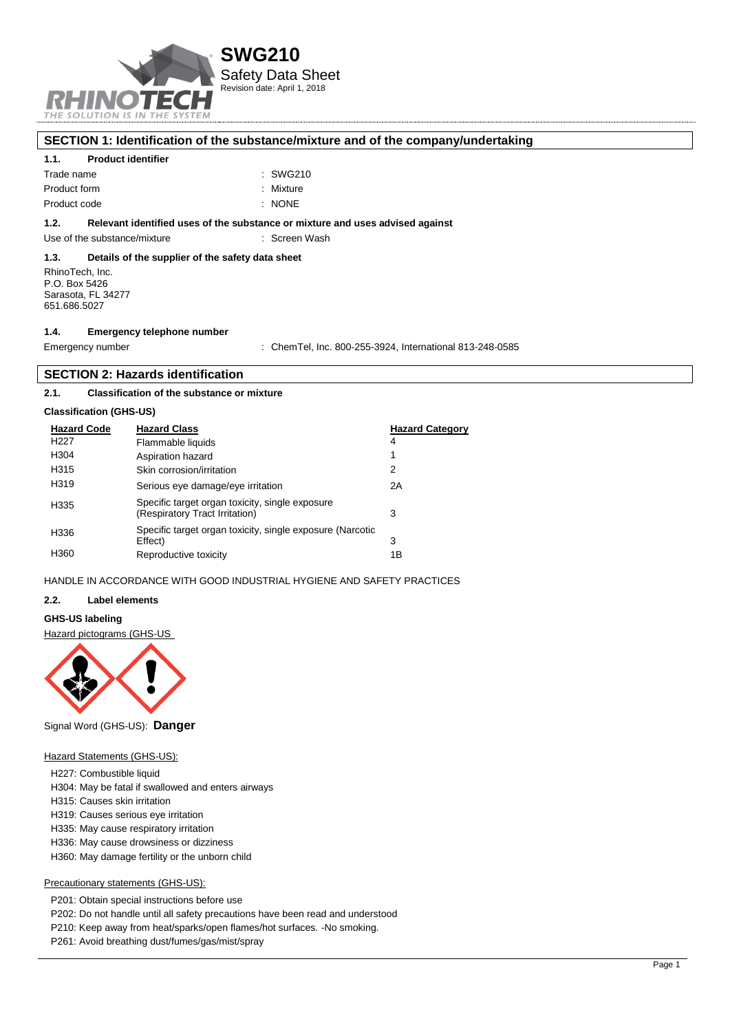# SWG210

Safety Data Sheet

Revision date: April 1, 2018

## SECTION 1: Identification of the substance/mixture and of the company/undertaking

### 1.1. Product identifier

Trade name : SWG210

Product form : Mixture

Product code : NONE

### 1.2. Relevant identified uses of the substance or mixture and uses advised against

Use of the substance/mixture : Screen Wash

### 1.3. Details of the supplier of the safety data sheet

RhinoTech, Inc.
P.O. Box 5426
Sarasota, FL 34277
651.686.5027

### 1.4. Emergency telephone number

Emergency number : ChemTel, Inc. 800-255-3924, International 813-248-0585

## SECTION 2: Hazards identification

### 2.1. Classification of the substance or mixture

**Classification (GHS-US)**

| Hazard Code | Hazard Class | Hazard Category |
|---|---|---|
| H227 | Flammable liquids | 4 |
| H304 | Aspiration hazard | 1 |
| H315 | Skin corrosion/irritation | 2 |
| H319 | Serious eye damage/eye irritation | 2A |
| H335 | Specific target organ toxicity, single exposure (Respiratory Tract Irritation) | 3 |
| H336 | Specific target organ toxicity, single exposure (Narcotic Effect) | 3 |
| H360 | Reproductive toxicity | 1B |

HANDLE IN ACCORDANCE WITH GOOD INDUSTRIAL HYGIENE AND SAFETY PRACTICES

### 2.2. Label elements

**GHS-US labeling**

Hazard pictograms (GHS-US

Signal Word (GHS-US): **Danger**

Hazard Statements (GHS-US):

- H227: Combustible liquid
- H304: May be fatal if swallowed and enters airways
- H315: Causes skin irritation
- H319: Causes serious eye irritation
- H335: May cause respiratory irritation
- H336: May cause drowsiness or dizziness
- H360: May damage fertility or the unborn child

Precautionary statements (GHS-US):

- P201: Obtain special instructions before use
- P202: Do not handle until all safety precautions have been read and understood
- P210: Keep away from heat/sparks/open flames/hot surfaces. -No smoking.
- P261: Avoid breathing dust/fumes/gas/mist/spray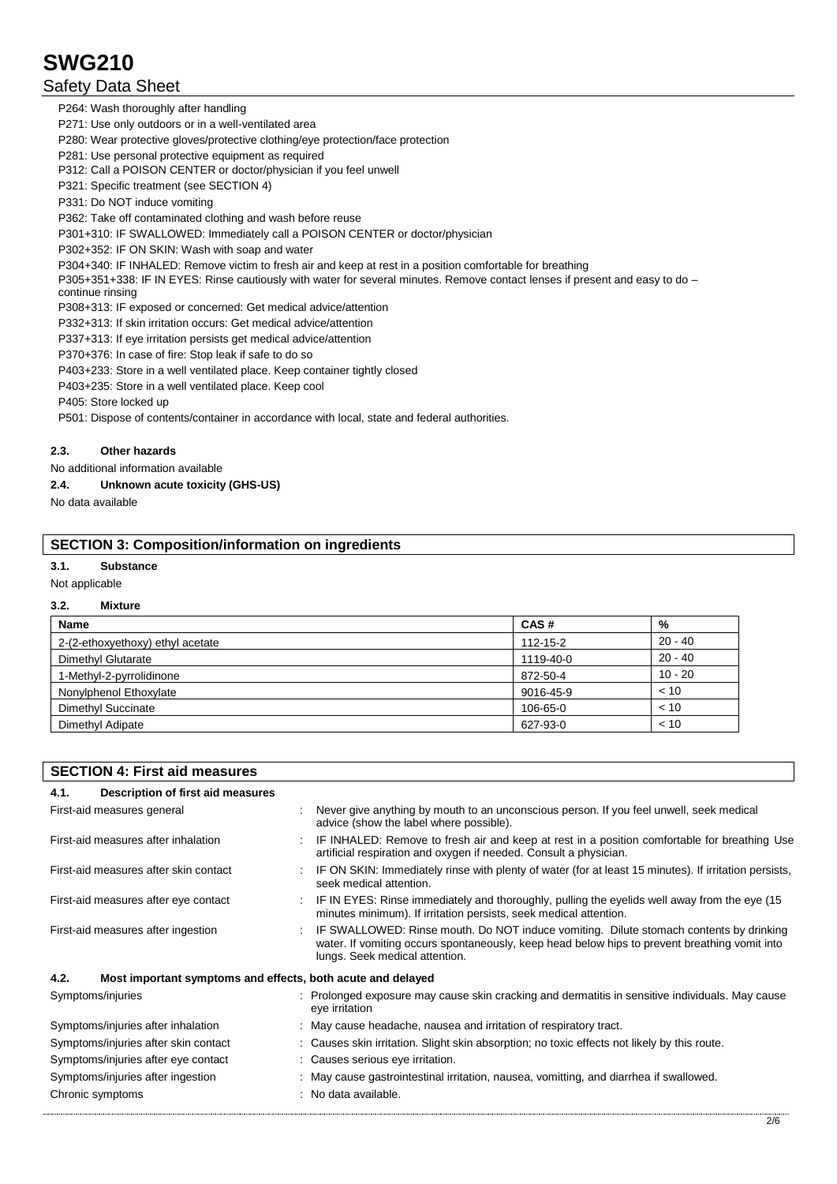P264: Wash thoroughly after handling
P271: Use only outdoors or in a well-ventilated area
P280: Wear protective gloves/protective clothing/eye protection/face protection
P281: Use personal protective equipment as required
P312: Call a POISON CENTER or doctor/physician if you feel unwell
P321: Specific treatment (see SECTION 4)
P331: Do NOT induce vomiting
P362: Take off contaminated clothing and wash before reuse
P301+310: IF SWALLOWED: Immediately call a POISON CENTER or doctor/physician
P302+352: IF ON SKIN: Wash with soap and water
P304+340: IF INHALED: Remove victim to fresh air and keep at rest in a position comfortable for breathing
P305+351+338: IF IN EYES: Rinse cautiously with water for several minutes. Remove contact lenses if present and easy to do – continue rinsing
P308+313: IF exposed or concerned: Get medical advice/attention
P332+313: If skin irritation occurs: Get medical advice/attention
P337+313: If eye irritation persists get medical advice/attention
P370+376: In case of fire: Stop leak if safe to do so
P403+233: Store in a well ventilated place. Keep container tightly closed
P403+235: Store in a well ventilated place. Keep cool
P405: Store locked up
P501: Dispose of contents/container in accordance with local, state and federal authorities.

### 2.3. Other hazards

No additional information available

### 2.4. Unknown acute toxicity (GHS-US)

No data available

## SECTION 3: Composition/information on ingredients

### 3.1. Substance

Not applicable

### 3.2. Mixture

| Name | CAS # | % |
|---|---|---|
| 2-(2-ethoxyethoxy) ethyl acetate | 112-15-2 | 20 - 40 |
| Dimethyl Glutarate | 1119-40-0 | 20 - 40 |
| 1-Methyl-2-pyrrolidinone | 872-50-4 | 10 - 20 |
| Nonylphenol Ethoxylate | 9016-45-9 | < 10 |
| Dimethyl Succinate | 106-65-0 | < 10 |
| Dimethyl Adipate | 627-93-0 | < 10 |

## SECTION 4: First aid measures

### 4.1. Description of first aid measures

First-aid measures general : Never give anything by mouth to an unconscious person. If you feel unwell, seek medical advice (show the label where possible).

First-aid measures after inhalation : IF INHALED: Remove to fresh air and keep at rest in a position comfortable for breathing Use artificial respiration and oxygen if needed. Consult a physician.

First-aid measures after skin contact : IF ON SKIN: Immediately rinse with plenty of water (for at least 15 minutes). If irritation persists, seek medical attention.

First-aid measures after eye contact : IF IN EYES: Rinse immediately and thoroughly, pulling the eyelids well away from the eye (15 minutes minimum). If irritation persists, seek medical attention.

First-aid measures after ingestion : IF SWALLOWED: Rinse mouth. Do NOT induce vomiting. Dilute stomach contents by drinking water. If vomiting occurs spontaneously, keep head below hips to prevent breathing vomit into lungs. Seek medical attention.

### 4.2. Most important symptoms and effects, both acute and delayed

Symptoms/injuries : Prolonged exposure may cause skin cracking and dermatitis in sensitive individuals. May cause eye irritation

Symptoms/injuries after inhalation : May cause headache, nausea and irritation of respiratory tract.

Symptoms/injuries after skin contact : Causes skin irritation. Slight skin absorption; no toxic effects not likely by this route.

Symptoms/injuries after eye contact : Causes serious eye irritation.

Symptoms/injuries after ingestion : May cause gastrointestinal irritation, nausea, vomitting, and diarrhea if swallowed.

Chronic symptoms : No data available.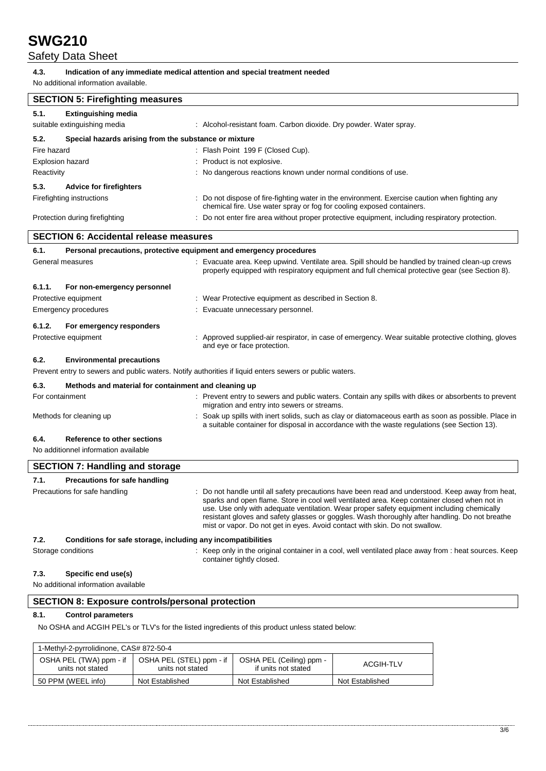**4.3. Indication of any immediate medical attention and special treatment needed**

No additional information available.

## SECTION 5: Firefighting measures

**5.1. Extinguishing media**

suitable extinguishing media : Alcohol-resistant foam. Carbon dioxide. Dry powder. Water spray.

**5.2. Special hazards arising from the substance or mixture**

Fire hazard : Flash Point 199 F (Closed Cup).

Explosion hazard : Product is not explosive.

Reactivity : No dangerous reactions known under normal conditions of use.

**5.3. Advice for firefighters**

Firefighting instructions : Do not dispose of fire-fighting water in the environment. Exercise caution when fighting any chemical fire. Use water spray or fog for cooling exposed containers.

Protection during firefighting : Do not enter fire area without proper protective equipment, including respiratory protection.

## SECTION 6: Accidental release measures

**6.1. Personal precautions, protective equipment and emergency procedures**

General measures : Evacuate area. Keep upwind. Ventilate area. Spill should be handled by trained clean-up crews properly equipped with respiratory equipment and full chemical protective gear (see Section 8).

**6.1.1. For non-emergency personnel**

Protective equipment : Wear Protective equipment as described in Section 8.

Emergency procedures : Evacuate unnecessary personnel.

**6.1.2. For emergency responders**

Protective equipment : Approved supplied-air respirator, in case of emergency. Wear suitable protective clothing, gloves and eye or face protection.

**6.2. Environmental precautions**

Prevent entry to sewers and public waters. Notify authorities if liquid enters sewers or public waters.

**6.3. Methods and material for containment and cleaning up**

For containment : Prevent entry to sewers and public waters. Contain any spills with dikes or absorbents to prevent migration and entry into sewers or streams.

Methods for cleaning up : Soak up spills with inert solids, such as clay or diatomaceous earth as soon as possible. Place in a suitable container for disposal in accordance with the waste regulations (see Section 13).

**6.4. Reference to other sections**

No additionnel information available

## SECTION 7: Handling and storage

**7.1. Precautions for safe handling**

Precautions for safe handling : Do not handle until all safety precautions have been read and understood. Keep away from heat, sparks and open flame. Store in cool well ventilated area. Keep container closed when not in use. Use only with adequate ventilation. Wear proper safety equipment including chemically resistant gloves and safety glasses or goggles. Wash thoroughly after handling. Do not breathe mist or vapor. Do not get in eyes. Avoid contact with skin. Do not swallow.

**7.2. Conditions for safe storage, including any incompatibilities**

Storage conditions : Keep only in the original container in a cool, well ventilated place away from : heat sources. Keep container tightly closed.

**7.3. Specific end use(s)**

No additional information available

## SECTION 8: Exposure controls/personal protection

**8.1. Control parameters**

No OSHA and ACGIH PEL's or TLV's for the listed ingredients of this product unless stated below:

| 1-Methyl-2-pyrrolidinone, CAS# 872-50-4 | | | |
|---|---|---|---|
| OSHA PEL (TWA) ppm - if units not stated | OSHA PEL (STEL) ppm - if units not stated | OSHA PEL (Ceiling) ppm - if units not stated | ACGIH-TLV |
| 50 PPM (WEEL info) | Not Established | Not Established | Not Established |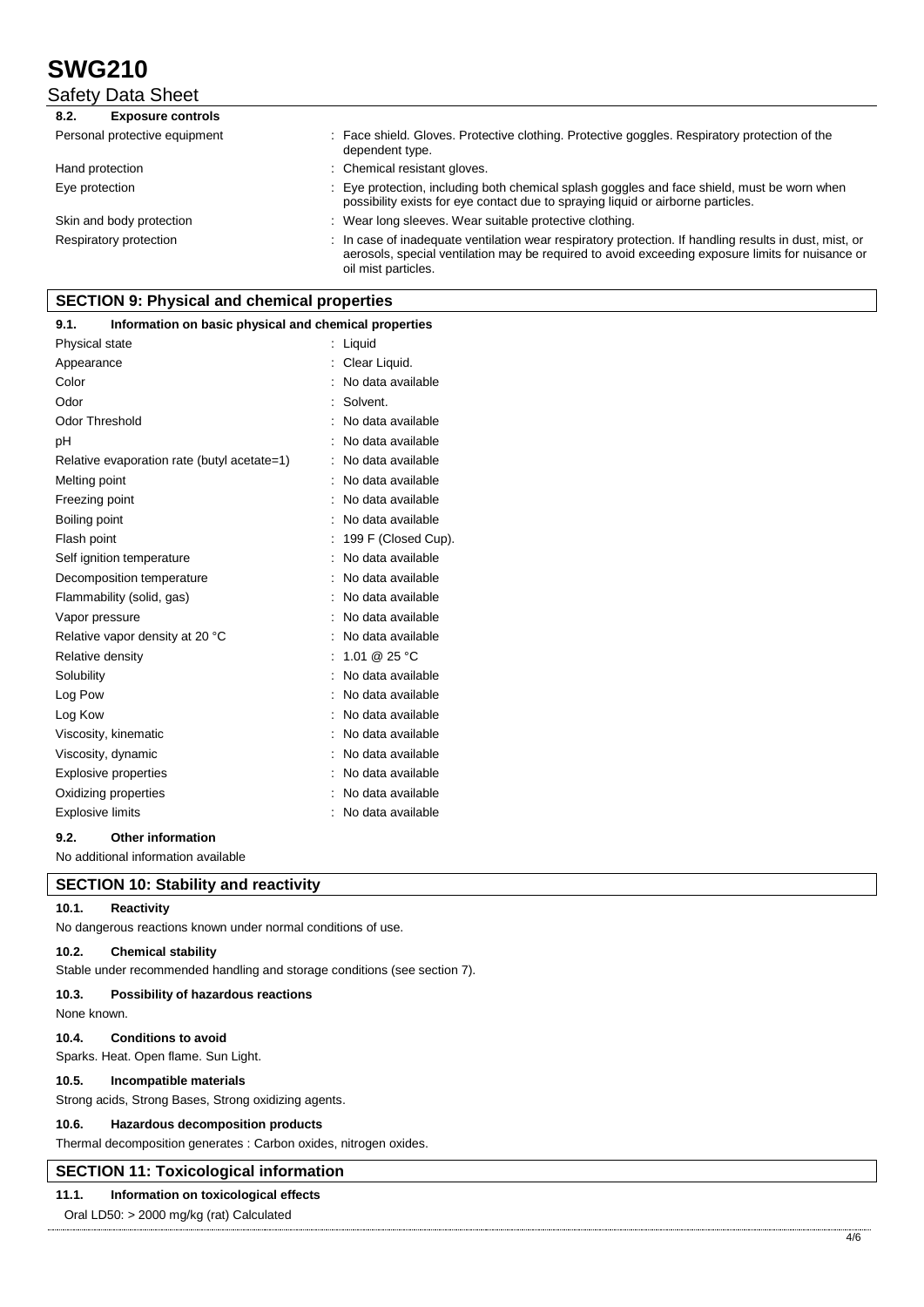### 8.2. Exposure controls

| | |
|---|---|
| Personal protective equipment | : Face shield. Gloves. Protective clothing. Protective goggles. Respiratory protection of the dependent type. |
| Hand protection | : Chemical resistant gloves. |
| Eye protection | : Eye protection, including both chemical splash goggles and face shield, must be worn when possibility exists for eye contact due to spraying liquid or airborne particles. |
| Skin and body protection | : Wear long sleeves. Wear suitable protective clothing. |
| Respiratory protection | : In case of inadequate ventilation wear respiratory protection. If handling results in dust, mist, or aerosols, special ventilation may be required to avoid exceeding exposure limits for nuisance or oil mist particles. |

## SECTION 9: Physical and chemical properties

### 9.1. Information on basic physical and chemical properties

| | |
|---|---|
| Physical state | : Liquid |
| Appearance | : Clear Liquid. |
| Color | : No data available |
| Odor | : Solvent. |
| Odor Threshold | : No data available |
| pH | : No data available |
| Relative evaporation rate (butyl acetate=1) | : No data available |
| Melting point | : No data available |
| Freezing point | : No data available |
| Boiling point | : No data available |
| Flash point | : 199 F (Closed Cup). |
| Self ignition temperature | : No data available |
| Decomposition temperature | : No data available |
| Flammability (solid, gas) | : No data available |
| Vapor pressure | : No data available |
| Relative vapor density at 20 °C | : No data available |
| Relative density | : 1.01 @ 25 °C |
| Solubility | : No data available |
| Log Pow | : No data available |
| Log Kow | : No data available |
| Viscosity, kinematic | : No data available |
| Viscosity, dynamic | : No data available |
| Explosive properties | : No data available |
| Oxidizing properties | : No data available |
| Explosive limits | : No data available |

### 9.2. Other information

No additional information available

## SECTION 10: Stability and reactivity

### 10.1. Reactivity

No dangerous reactions known under normal conditions of use.

### 10.2. Chemical stability

Stable under recommended handling and storage conditions (see section 7).

### 10.3. Possibility of hazardous reactions

None known.

### 10.4. Conditions to avoid

Sparks. Heat. Open flame. Sun Light.

### 10.5. Incompatible materials

Strong acids, Strong Bases, Strong oxidizing agents.

### 10.6. Hazardous decomposition products

Thermal decomposition generates : Carbon oxides, nitrogen oxides.

## SECTION 11: Toxicological information

### 11.1. Information on toxicological effects

Oral LD50: > 2000 mg/kg (rat) Calculated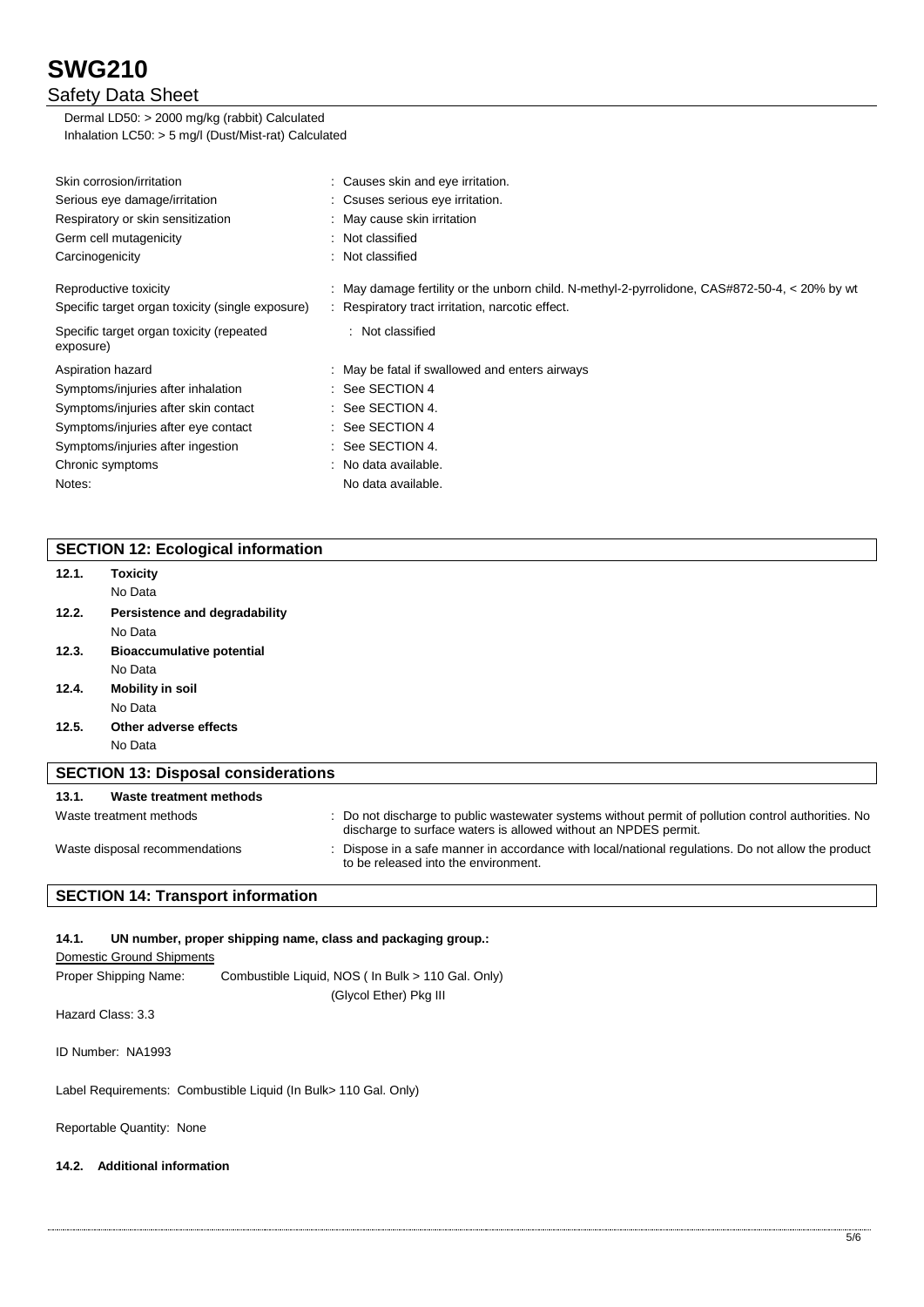Dermal LD50: > 2000 mg/kg (rabbit) Calculated
Inhalation LC50: > 5 mg/l (Dust/Mist-rat) Calculated

| | |
|---|---|
| Skin corrosion/irritation | : Causes skin and eye irritation. |
| Serious eye damage/irritation | : Csuses serious eye irritation. |
| Respiratory or skin sensitization | : May cause skin irritation |
| Germ cell mutagenicity | : Not classified |
| Carcinogenicity | : Not classified |
| Reproductive toxicity | : May damage fertility or the unborn child. N-methyl-2-pyrrolidone, CAS#872-50-4, < 20% by wt |
| Specific target organ toxicity (single exposure) | : Respiratory tract irritation, narcotic effect. |
| Specific target organ toxicity (repeated exposure) | : Not classified |
| Aspiration hazard | : May be fatal if swallowed and enters airways |
| Symptoms/injuries after inhalation | : See SECTION 4 |
| Symptoms/injuries after skin contact | : See SECTION 4. |
| Symptoms/injuries after eye contact | : See SECTION 4 |
| Symptoms/injuries after ingestion | : See SECTION 4. |
| Chronic symptoms | : No data available. |
| Notes: | No data available. |

## SECTION 12: Ecological information

**12.1. Toxicity**
No Data

**12.2. Persistence and degradability**
No Data

**12.3. Bioaccumulative potential**
No Data

**12.4. Mobility in soil**
No Data

**12.5. Other adverse effects**
No Data

## SECTION 13: Disposal considerations

**13.1. Waste treatment methods**

| | |
|---|---|
| Waste treatment methods | : Do not discharge to public wastewater systems without permit of pollution control authorities. No discharge to surface waters is allowed without an NPDES permit. |
| Waste disposal recommendations | : Dispose in a safe manner in accordance with local/national regulations. Do not allow the product to be released into the environment. |

## SECTION 14: Transport information

**14.1. UN number, proper shipping name, class and packaging group.:**

Domestic Ground Shipments

Proper Shipping Name: Combustible Liquid, NOS ( In Bulk > 110 Gal. Only) (Glycol Ether) Pkg III

Hazard Class: 3.3

ID Number: NA1993

Label Requirements: Combustible Liquid (In Bulk> 110 Gal. Only)

Reportable Quantity: None

**14.2. Additional information**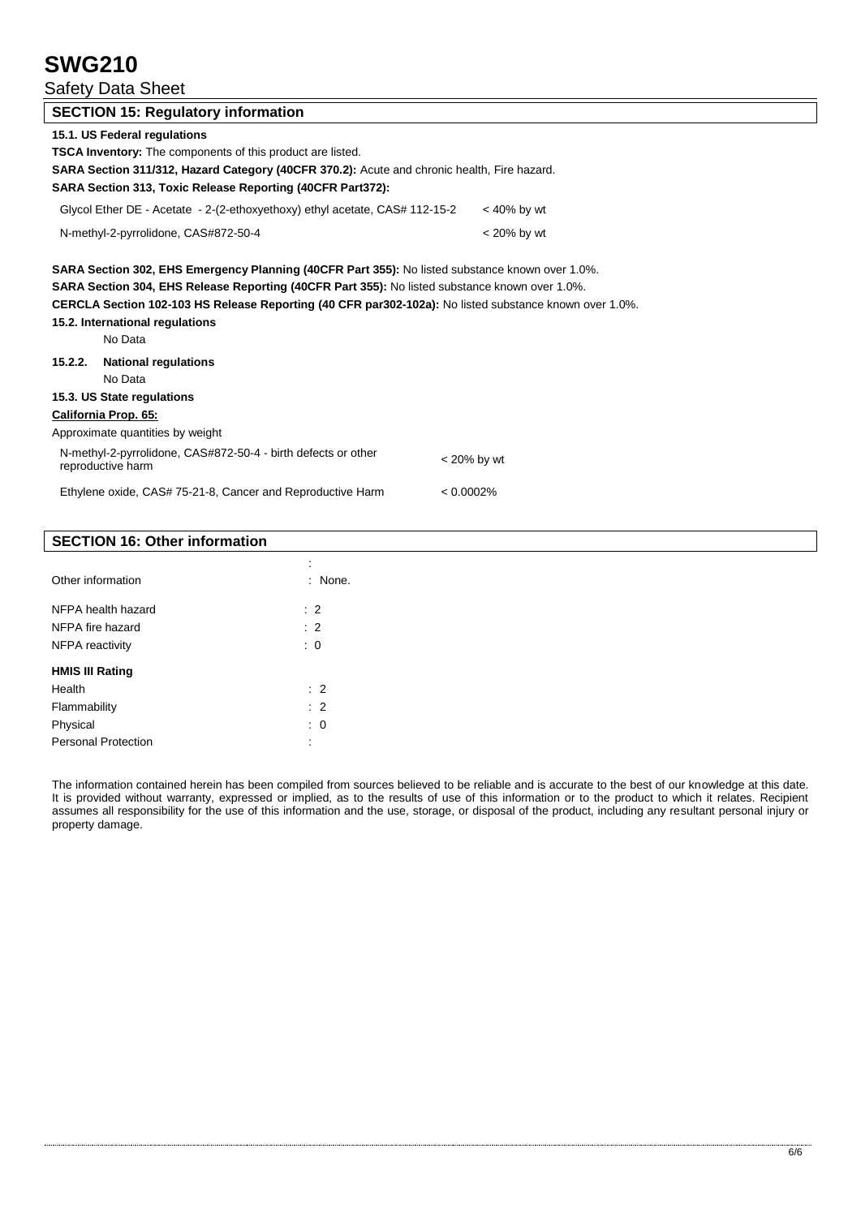# SWG210

Safety Data Sheet

## SECTION 15: Regulatory information

**15.1. US Federal regulations**

**TSCA Inventory:** The components of this product are listed.

**SARA Section 311/312, Hazard Category (40CFR 370.2):** Acute and chronic health, Fire hazard.

**SARA Section 313, Toxic Release Reporting (40CFR Part372):**

| | |
|---|---|
| Glycol Ether DE - Acetate - 2-(2-ethoxyethoxy) ethyl acetate, CAS# 112-15-2 | < 40% by wt |
| N-methyl-2-pyrrolidone, CAS#872-50-4 | < 20% by wt |

**SARA Section 302, EHS Emergency Planning (40CFR Part 355):** No listed substance known over 1.0%.

**SARA Section 304, EHS Release Reporting (40CFR Part 355):** No listed substance known over 1.0%.

**CERCLA Section 102-103 HS Release Reporting (40 CFR par302-102a):** No listed substance known over 1.0%.

**15.2. International regulations**

No Data

**15.2.2. National regulations**

No Data

**15.3. US State regulations**

**California Prop. 65:**

Approximate quantities by weight

| | |
|---|---|
| N-methyl-2-pyrrolidone, CAS#872-50-4 - birth defects or other reproductive harm | < 20% by wt |
| Ethylene oxide, CAS# 75-21-8, Cancer and Reproductive Harm | < 0.0002% |

## SECTION 16: Other information

| | |
|---|---|
| | : |
| Other information | : None. |
| NFPA health hazard | : 2 |
| NFPA fire hazard | : 2 |
| NFPA reactivity | : 0 |
| **HMIS III Rating** | |
| Health | : 2 |
| Flammability | : 2 |
| Physical | : 0 |
| Personal Protection | : |

The information contained herein has been compiled from sources believed to be reliable and is accurate to the best of our knowledge at this date. It is provided without warranty, expressed or implied, as to the results of use of this information or to the product to which it relates. Recipient assumes all responsibility for the use of this information and the use, storage, or disposal of the product, including any resultant personal injury or property damage.